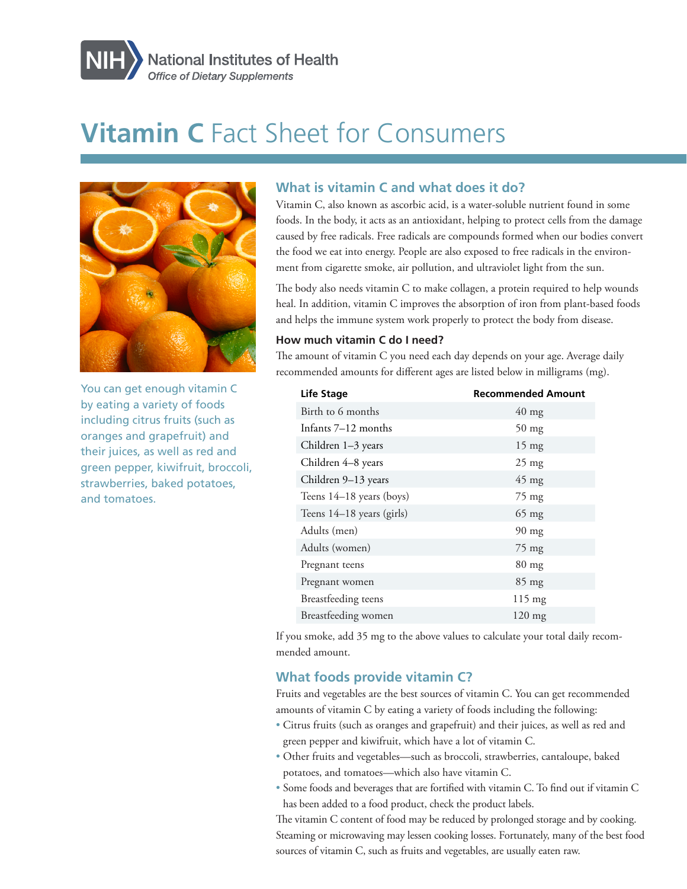National Institutes of Health
*Office of Dietary Supplements*

# Vitamin C Fact Sheet for Consumers

You can get enough vitamin C by eating a variety of foods including citrus fruits (such as oranges and grapefruit) and their juices, as well as red and green pepper, kiwifruit, broccoli, strawberries, baked potatoes, and tomatoes.

## What is vitamin C and what does it do?

Vitamin C, also known as ascorbic acid, is a water-soluble nutrient found in some foods. In the body, it acts as an antioxidant, helping to protect cells from the damage caused by free radicals. Free radicals are compounds formed when our bodies convert the food we eat into energy. People are also exposed to free radicals in the environment from cigarette smoke, air pollution, and ultraviolet light from the sun.

The body also needs vitamin C to make collagen, a protein required to help wounds heal. In addition, vitamin C improves the absorption of iron from plant-based foods and helps the immune system work properly to protect the body from disease.

### How much vitamin C do I need?

The amount of vitamin C you need each day depends on your age. Average daily recommended amounts for different ages are listed below in milligrams (mg).

| Life Stage | Recommended Amount |
|---|---|
| Birth to 6 months | 40 mg |
| Infants 7–12 months | 50 mg |
| Children 1–3 years | 15 mg |
| Children 4–8 years | 25 mg |
| Children 9–13 years | 45 mg |
| Teens 14–18 years (boys) | 75 mg |
| Teens 14–18 years (girls) | 65 mg |
| Adults (men) | 90 mg |
| Adults (women) | 75 mg |
| Pregnant teens | 80 mg |
| Pregnant women | 85 mg |
| Breastfeeding teens | 115 mg |
| Breastfeeding women | 120 mg |

If you smoke, add 35 mg to the above values to calculate your total daily recommended amount.

## What foods provide vitamin C?

Fruits and vegetables are the best sources of vitamin C. You can get recommended amounts of vitamin C by eating a variety of foods including the following:

- Citrus fruits (such as oranges and grapefruit) and their juices, as well as red and green pepper and kiwifruit, which have a lot of vitamin C.
- Other fruits and vegetables—such as broccoli, strawberries, cantaloupe, baked potatoes, and tomatoes—which also have vitamin C.
- Some foods and beverages that are fortified with vitamin C. To find out if vitamin C has been added to a food product, check the product labels.

The vitamin C content of food may be reduced by prolonged storage and by cooking. Steaming or microwaving may lessen cooking losses. Fortunately, many of the best food sources of vitamin C, such as fruits and vegetables, are usually eaten raw.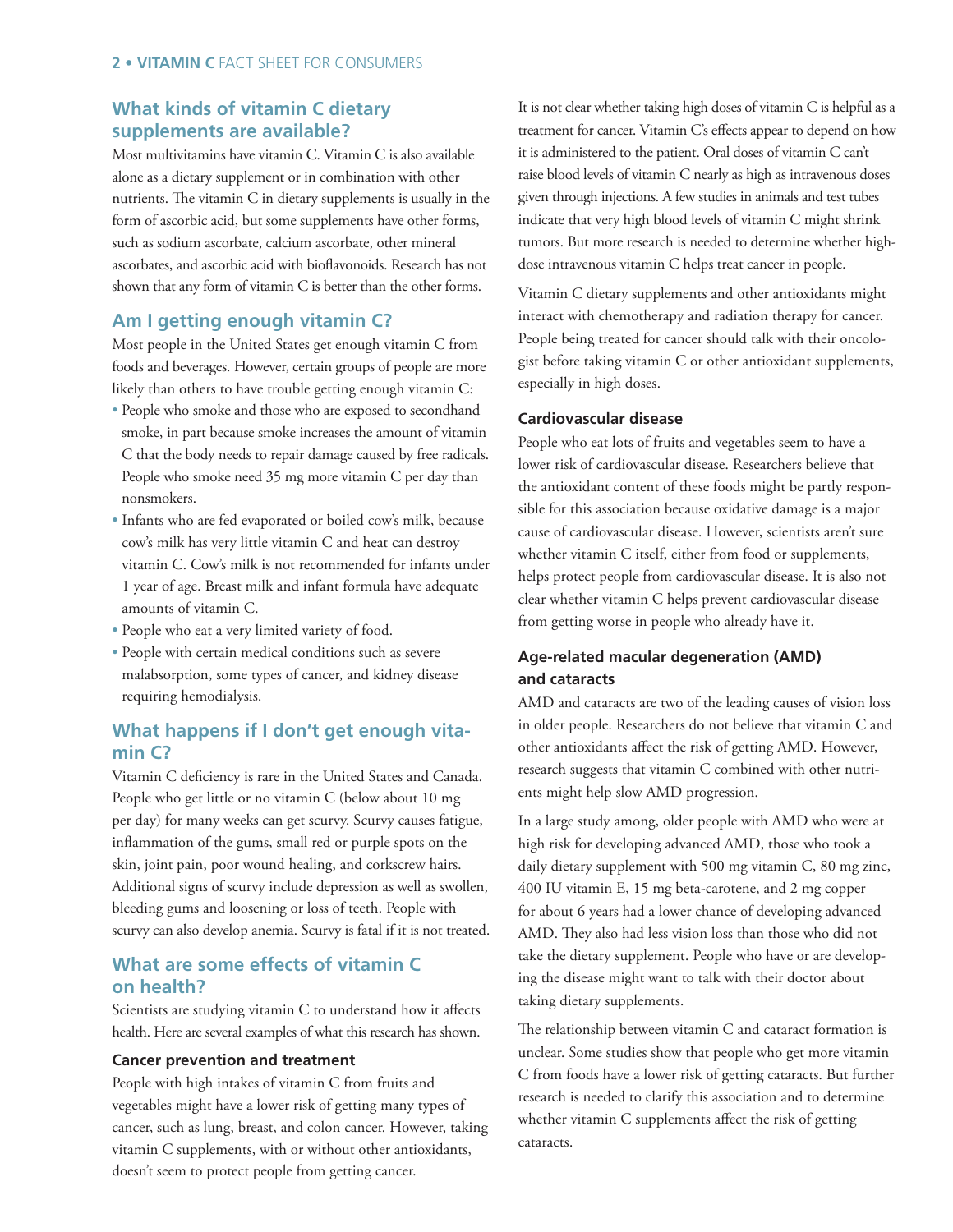## What kinds of vitamin C dietary supplements are available?

Most multivitamins have vitamin C. Vitamin C is also available alone as a dietary supplement or in combination with other nutrients. The vitamin C in dietary supplements is usually in the form of ascorbic acid, but some supplements have other forms, such as sodium ascorbate, calcium ascorbate, other mineral ascorbates, and ascorbic acid with bioflavonoids. Research has not shown that any form of vitamin C is better than the other forms.

## Am I getting enough vitamin C?

Most people in the United States get enough vitamin C from foods and beverages. However, certain groups of people are more likely than others to have trouble getting enough vitamin C:

- People who smoke and those who are exposed to secondhand smoke, in part because smoke increases the amount of vitamin C that the body needs to repair damage caused by free radicals. People who smoke need 35 mg more vitamin C per day than nonsmokers.
- Infants who are fed evaporated or boiled cow's milk, because cow's milk has very little vitamin C and heat can destroy vitamin C. Cow's milk is not recommended for infants under 1 year of age. Breast milk and infant formula have adequate amounts of vitamin C.
- People who eat a very limited variety of food.
- People with certain medical conditions such as severe malabsorption, some types of cancer, and kidney disease requiring hemodialysis.

## What happens if I don't get enough vitamin C?

Vitamin C deficiency is rare in the United States and Canada. People who get little or no vitamin C (below about 10 mg per day) for many weeks can get scurvy. Scurvy causes fatigue, inflammation of the gums, small red or purple spots on the skin, joint pain, poor wound healing, and corkscrew hairs. Additional signs of scurvy include depression as well as swollen, bleeding gums and loosening or loss of teeth. People with scurvy can also develop anemia. Scurvy is fatal if it is not treated.

## What are some effects of vitamin C on health?

Scientists are studying vitamin C to understand how it affects health. Here are several examples of what this research has shown.

### Cancer prevention and treatment

People with high intakes of vitamin C from fruits and vegetables might have a lower risk of getting many types of cancer, such as lung, breast, and colon cancer. However, taking vitamin C supplements, with or without other antioxidants, doesn't seem to protect people from getting cancer.

It is not clear whether taking high doses of vitamin C is helpful as a treatment for cancer. Vitamin C's effects appear to depend on how it is administered to the patient. Oral doses of vitamin C can't raise blood levels of vitamin C nearly as high as intravenous doses given through injections. A few studies in animals and test tubes indicate that very high blood levels of vitamin C might shrink tumors. But more research is needed to determine whether high-dose intravenous vitamin C helps treat cancer in people.

Vitamin C dietary supplements and other antioxidants might interact with chemotherapy and radiation therapy for cancer. People being treated for cancer should talk with their oncologist before taking vitamin C or other antioxidant supplements, especially in high doses.

### Cardiovascular disease

People who eat lots of fruits and vegetables seem to have a lower risk of cardiovascular disease. Researchers believe that the antioxidant content of these foods might be partly responsible for this association because oxidative damage is a major cause of cardiovascular disease. However, scientists aren't sure whether vitamin C itself, either from food or supplements, helps protect people from cardiovascular disease. It is also not clear whether vitamin C helps prevent cardiovascular disease from getting worse in people who already have it.

### Age-related macular degeneration (AMD) and cataracts

AMD and cataracts are two of the leading causes of vision loss in older people. Researchers do not believe that vitamin C and other antioxidants affect the risk of getting AMD. However, research suggests that vitamin C combined with other nutrients might help slow AMD progression.

In a large study among, older people with AMD who were at high risk for developing advanced AMD, those who took a daily dietary supplement with 500 mg vitamin C, 80 mg zinc, 400 IU vitamin E, 15 mg beta-carotene, and 2 mg copper for about 6 years had a lower chance of developing advanced AMD. They also had less vision loss than those who did not take the dietary supplement. People who have or are developing the disease might want to talk with their doctor about taking dietary supplements.

The relationship between vitamin C and cataract formation is unclear. Some studies show that people who get more vitamin C from foods have a lower risk of getting cataracts. But further research is needed to clarify this association and to determine whether vitamin C supplements affect the risk of getting cataracts.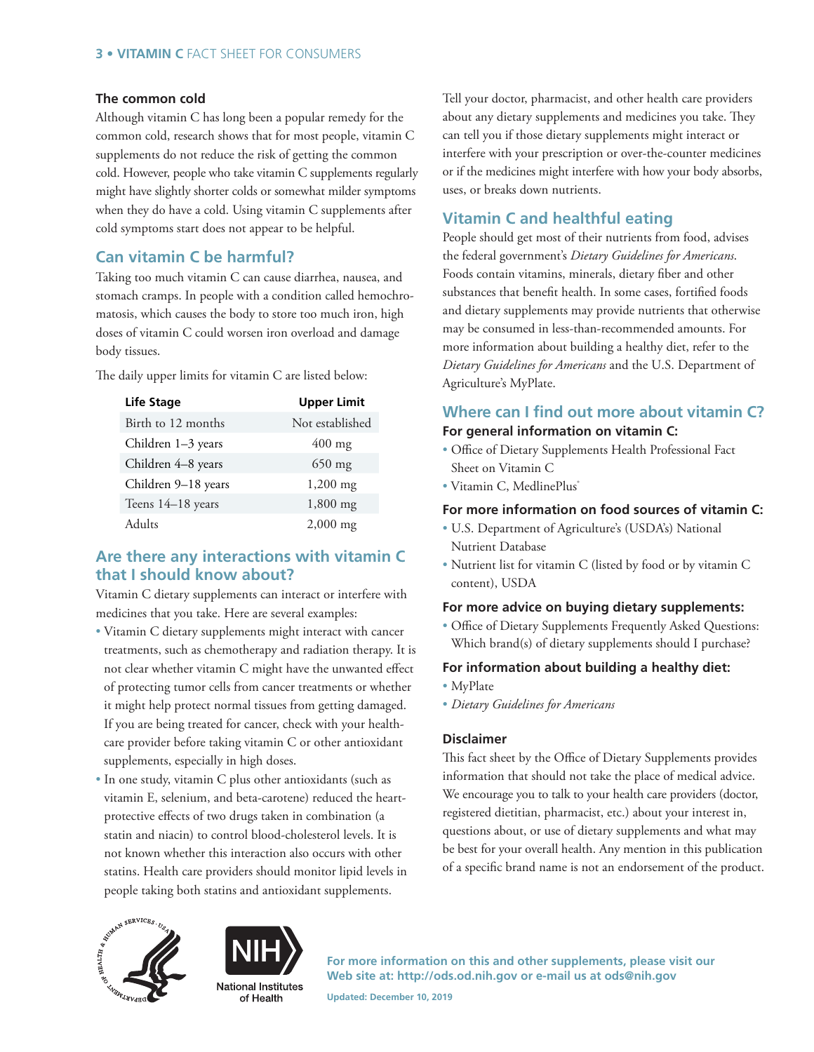### The common cold

Although vitamin C has long been a popular remedy for the common cold, research shows that for most people, vitamin C supplements do not reduce the risk of getting the common cold. However, people who take vitamin C supplements regularly might have slightly shorter colds or somewhat milder symptoms when they do have a cold. Using vitamin C supplements after cold symptoms start does not appear to be helpful.

## Can vitamin C be harmful?

Taking too much vitamin C can cause diarrhea, nausea, and stomach cramps. In people with a condition called hemochromatosis, which causes the body to store too much iron, high doses of vitamin C could worsen iron overload and damage body tissues.

The daily upper limits for vitamin C are listed below:

| Life Stage | Upper Limit |
| --- | --- |
| Birth to 12 months | Not established |
| Children 1–3 years | 400 mg |
| Children 4–8 years | 650 mg |
| Children 9–18 years | 1,200 mg |
| Teens 14–18 years | 1,800 mg |
| Adults | 2,000 mg |

## Are there any interactions with vitamin C that I should know about?

Vitamin C dietary supplements can interact or interfere with medicines that you take. Here are several examples:

- Vitamin C dietary supplements might interact with cancer treatments, such as chemotherapy and radiation therapy. It is not clear whether vitamin C might have the unwanted effect of protecting tumor cells from cancer treatments or whether it might help protect normal tissues from getting damaged. If you are being treated for cancer, check with your health-care provider before taking vitamin C or other antioxidant supplements, especially in high doses.
- In one study, vitamin C plus other antioxidants (such as vitamin E, selenium, and beta-carotene) reduced the heart-protective effects of two drugs taken in combination (a statin and niacin) to control blood-cholesterol levels. It is not known whether this interaction also occurs with other statins. Health care providers should monitor lipid levels in people taking both statins and antioxidant supplements.

Tell your doctor, pharmacist, and other health care providers about any dietary supplements and medicines you take. They can tell you if those dietary supplements might interact or interfere with your prescription or over-the-counter medicines or if the medicines might interfere with how your body absorbs, uses, or breaks down nutrients.

## Vitamin C and healthful eating

People should get most of their nutrients from food, advises the federal government's *Dietary Guidelines for Americans*. Foods contain vitamins, minerals, dietary fiber and other substances that benefit health. In some cases, fortified foods and dietary supplements may provide nutrients that otherwise may be consumed in less-than-recommended amounts. For more information about building a healthy diet, refer to the *Dietary Guidelines for Americans* and the U.S. Department of Agriculture's MyPlate.

## Where can I find out more about vitamin C?

### For general information on vitamin C:

- Office of Dietary Supplements Health Professional Fact Sheet on Vitamin C
- Vitamin C, MedlinePlus®

### For more information on food sources of vitamin C:

- U.S. Department of Agriculture's (USDA's) National Nutrient Database
- Nutrient list for vitamin C (listed by food or by vitamin C content), USDA

### For more advice on buying dietary supplements:

- Office of Dietary Supplements Frequently Asked Questions: Which brand(s) of dietary supplements should I purchase?

### For information about building a healthy diet:

- MyPlate
- *Dietary Guidelines for Americans*

### Disclaimer

This fact sheet by the Office of Dietary Supplements provides information that should not take the place of medical advice. We encourage you to talk to your health care providers (doctor, registered dietitian, pharmacist, etc.) about your interest in, questions about, or use of dietary supplements and what may be best for your overall health. Any mention in this publication of a specific brand name is not an endorsement of the product.

**For more information on this and other supplements, please visit our Web site at: http://ods.od.nih.gov or e-mail us at ods@nih.gov**

**Updated: December 10, 2019**